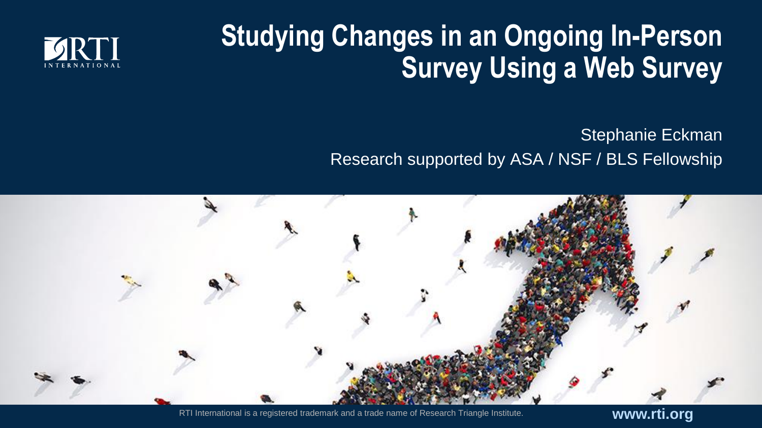# Studying Changes in an Ongoing In-Person Survey Using a Web Survey

Stephanie Eckman

Research supported by ASA / NSF / BLS Fellowship

RTI International is a registered trademark and a trade name of Research Triangle Institute.

www.rti.org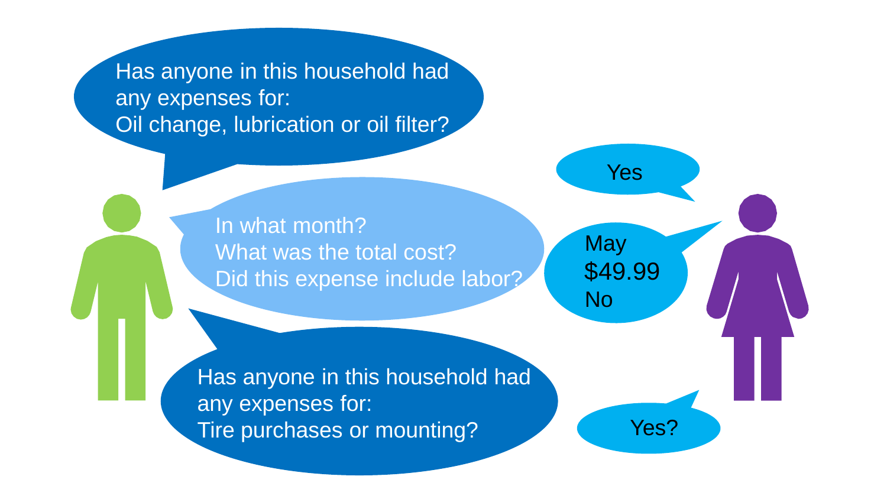Has anyone in this household had any expenses for:
Oil change, lubrication or oil filter?

Yes

In what month?
What was the total cost?
Did this expense include labor?

May
$49.99
No

Has anyone in this household had any expenses for:
Tire purchases or mounting?

Yes?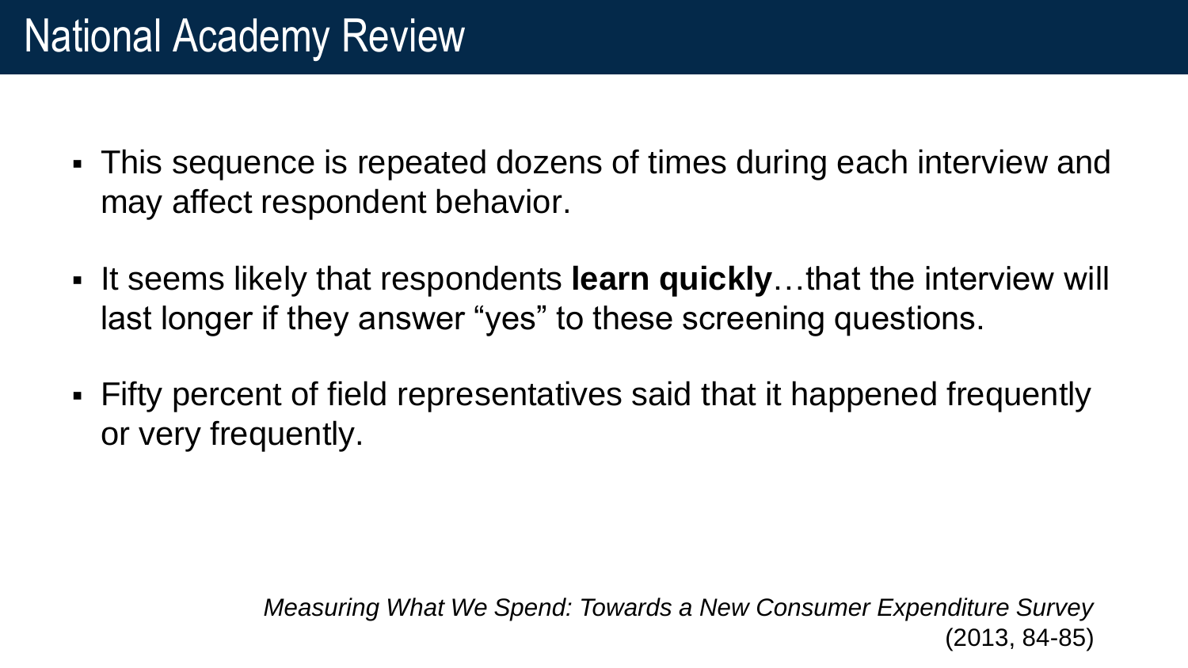# National Academy Review

- This sequence is repeated dozens of times during each interview and may affect respondent behavior.
- It seems likely that respondents **learn quickly**…that the interview will last longer if they answer "yes" to these screening questions.
- Fifty percent of field representatives said that it happened frequently or very frequently.

*Measuring What We Spend: Towards a New Consumer Expenditure Survey* (2013, 84-85)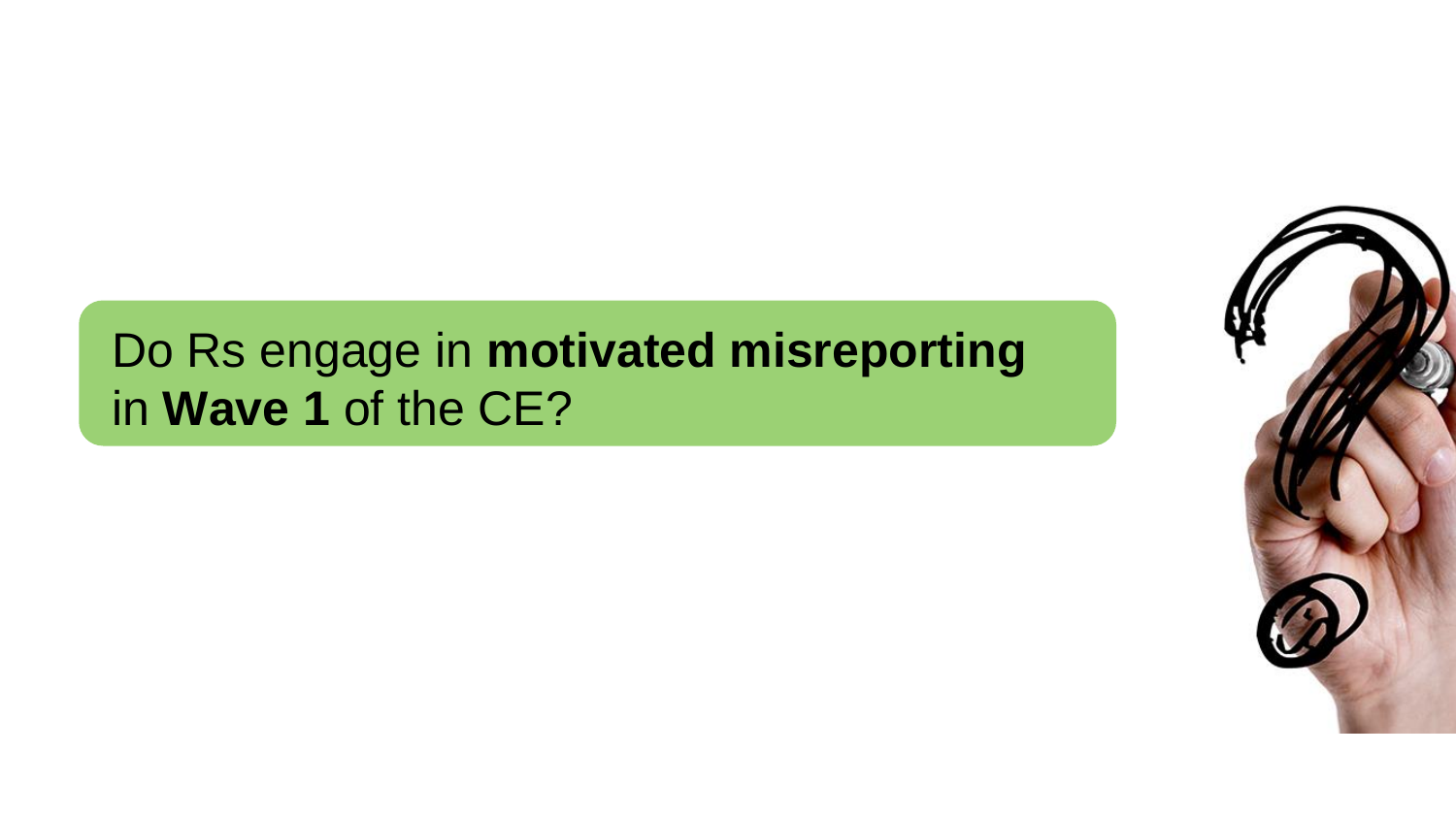Do Rs engage in **motivated misreporting** in **Wave 1** of the CE?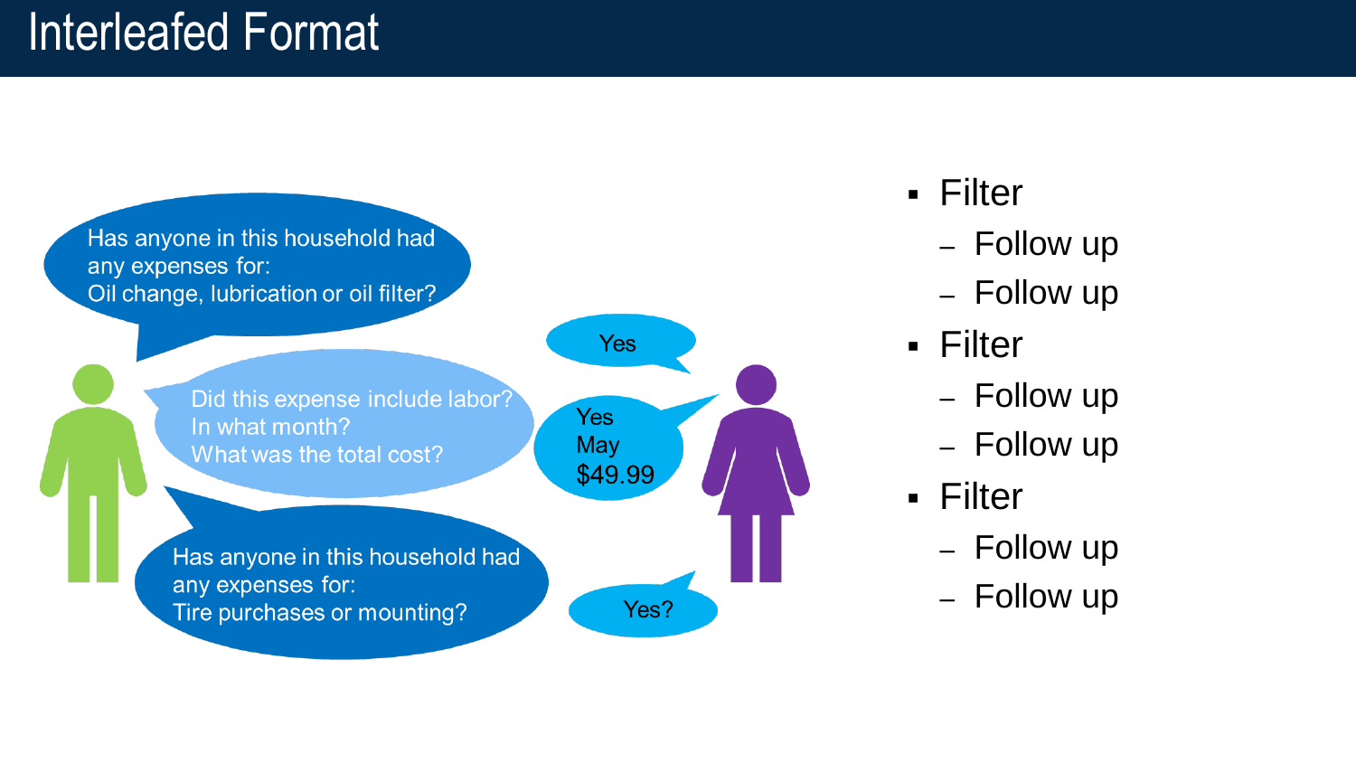# Interleafed Format

Has anyone in this household had any expenses for:
Oil change, lubrication or oil filter?

Yes

Did this expense include labor?
In what month?
What was the total cost?

Yes
May
$49.99

Has anyone in this household had any expenses for:
Tire purchases or mounting?

Yes?

- Filter
  - Follow up
  - Follow up
- Filter
  - Follow up
  - Follow up
- Filter
  - Follow up
  - Follow up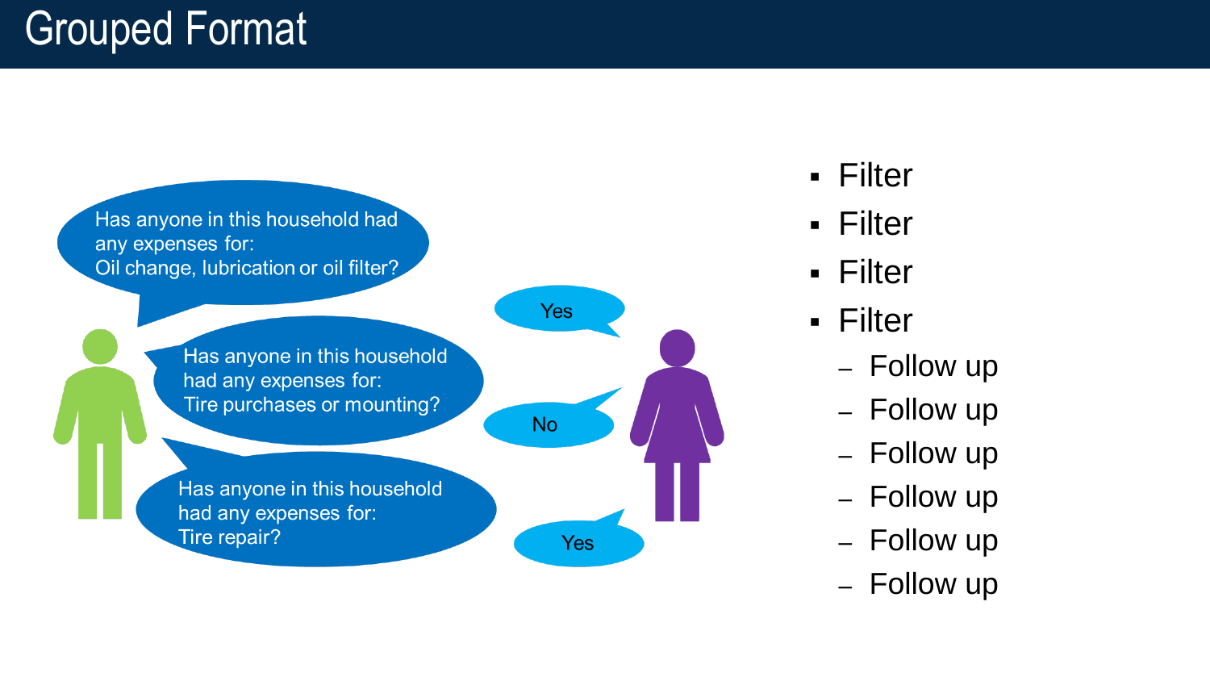# Grouped Format

Has anyone in this household had any expenses for:
Oil change, lubrication or oil filter?

Has anyone in this household had any expenses for:
Tire purchases or mounting?

Has anyone in this household had any expenses for:
Tire repair?

Yes

No

Yes

- Filter
- Filter
- Filter
- Filter
  - Follow up
  - Follow up
  - Follow up
  - Follow up
  - Follow up
  - Follow up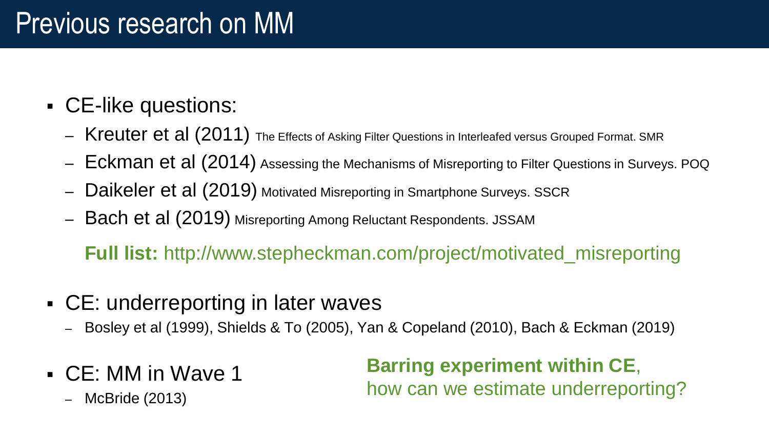# Previous research on MM

- CE-like questions:
  - Kreuter et al (2011) The Effects of Asking Filter Questions in Interleafed versus Grouped Format. SMR
  - Eckman et al (2014) Assessing the Mechanisms of Misreporting to Filter Questions in Surveys. POQ
  - Daikeler et al (2019) Motivated Misreporting in Smartphone Surveys. SSCR
  - Bach et al (2019) Misreporting Among Reluctant Respondents. JSSAM

  **Full list:** http://www.stepheckman.com/project/motivated_misreporting

- CE: underreporting in later waves
  - Bosley et al (1999), Shields & To (2005), Yan & Copeland (2010), Bach & Eckman (2019)

- CE: MM in Wave 1
  - McBride (2013)

**Barring experiment within CE**, how can we estimate underreporting?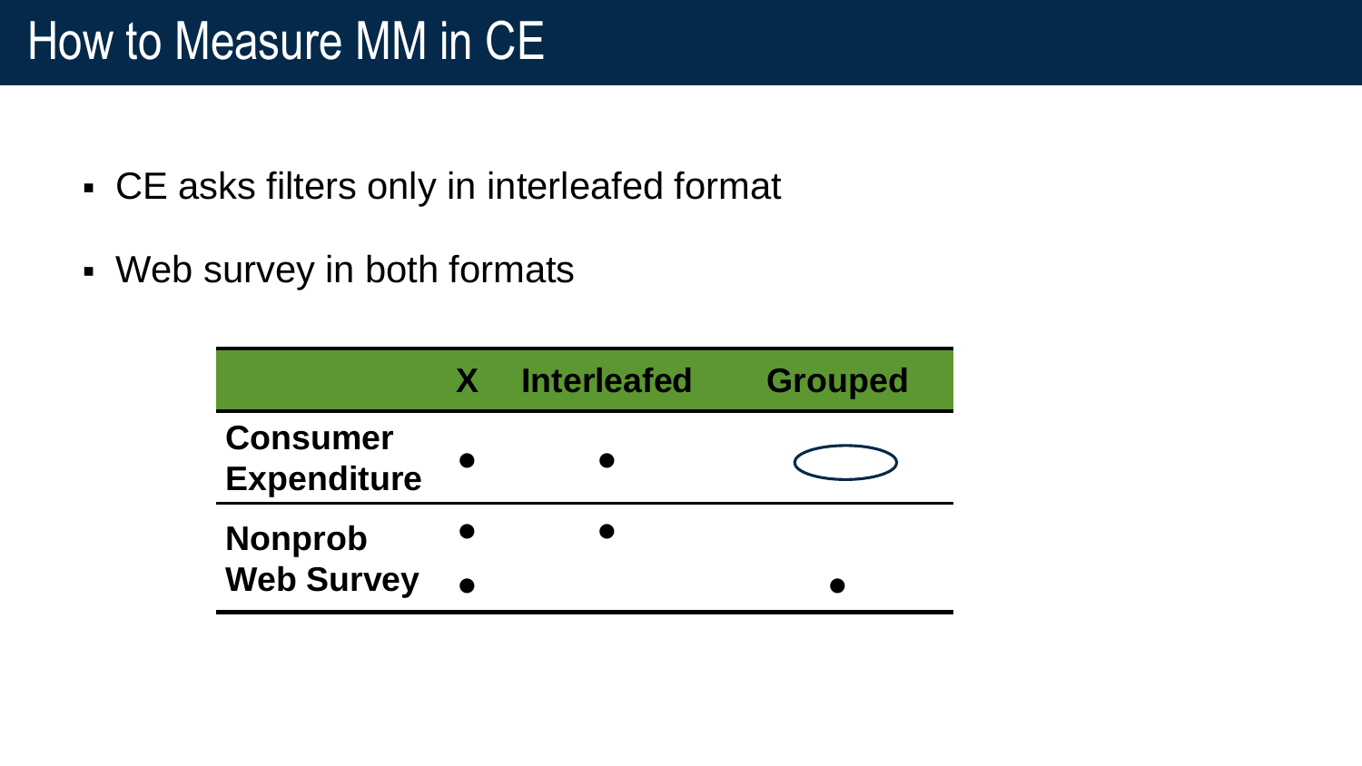# How to Measure MM in CE

- CE asks filters only in interleafed format
- Web survey in both formats

| | X | Interleafed | Grouped |
|---|---|---|---|
| **Consumer Expenditure** | ● | ● | ⬭ |
| **Nonprob Web Survey** | ● | ● | |
| | ● | | ● |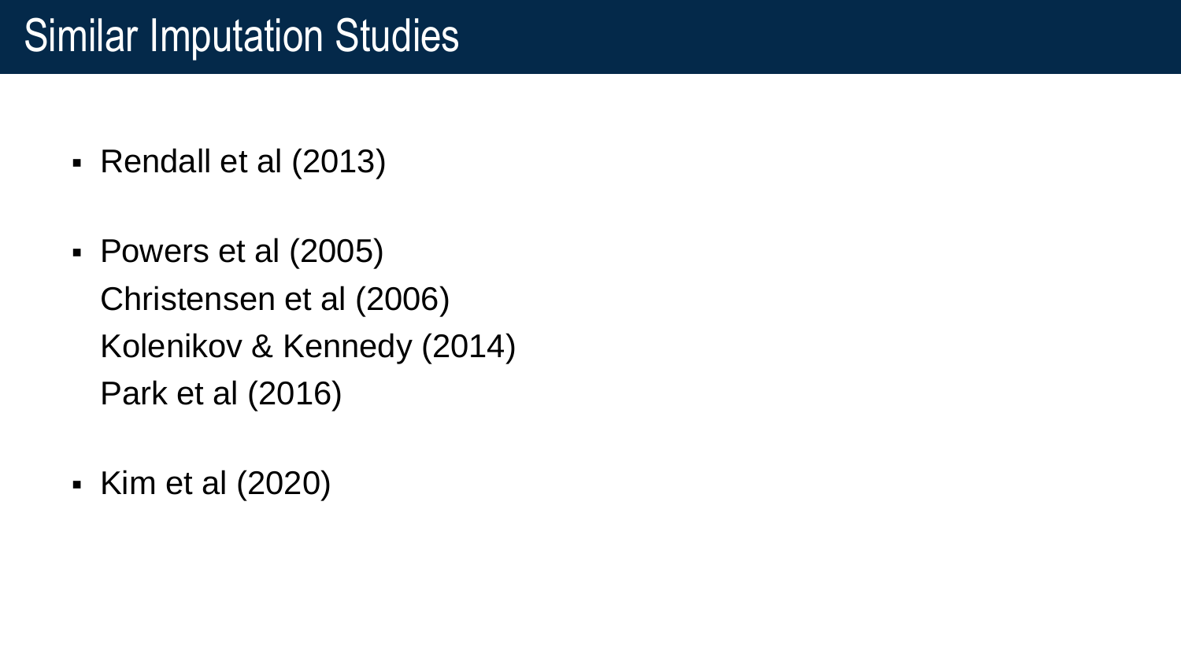# Similar Imputation Studies

- Rendall et al (2013)

- Powers et al (2005)
  Christensen et al (2006)
  Kolenikov & Kennedy (2014)
  Park et al (2016)

- Kim et al (2020)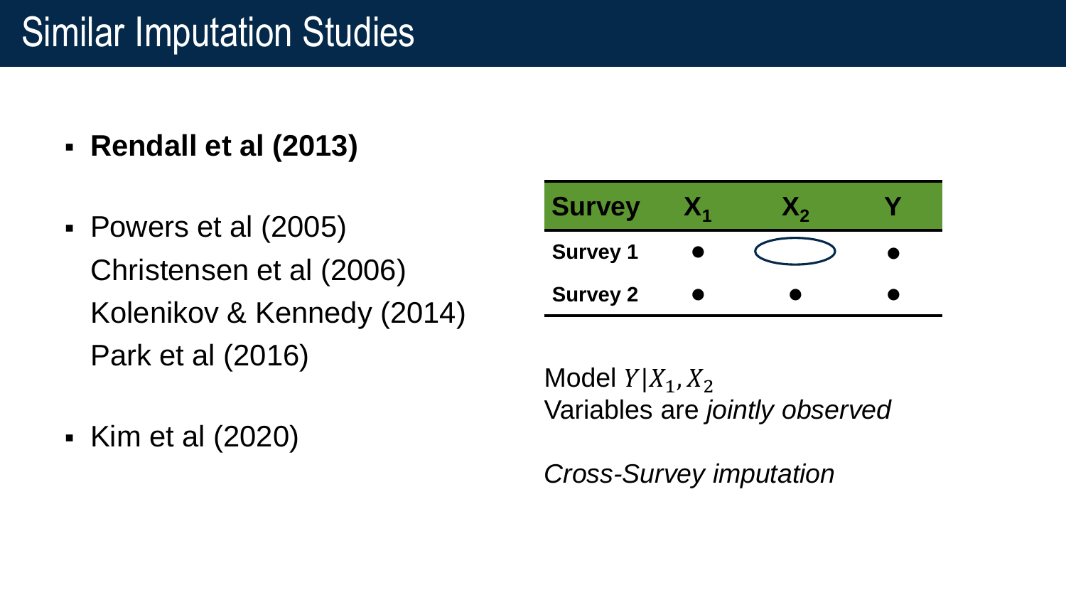# Similar Imputation Studies

- **Rendall et al (2013)**
- Powers et al (2005)
  Christensen et al (2006)
  Kolenikov & Kennedy (2014)
  Park et al (2016)
- Kim et al (2020)

| Survey | $X_1$ | $X_2$ | Y |
|---|---|---|---|
| **Survey 1** | ● | ⬭ | ● |
| **Survey 2** | ● | ● | ● |

Model $Y|X_1, X_2$

Variables are *jointly observed*

*Cross-Survey imputation*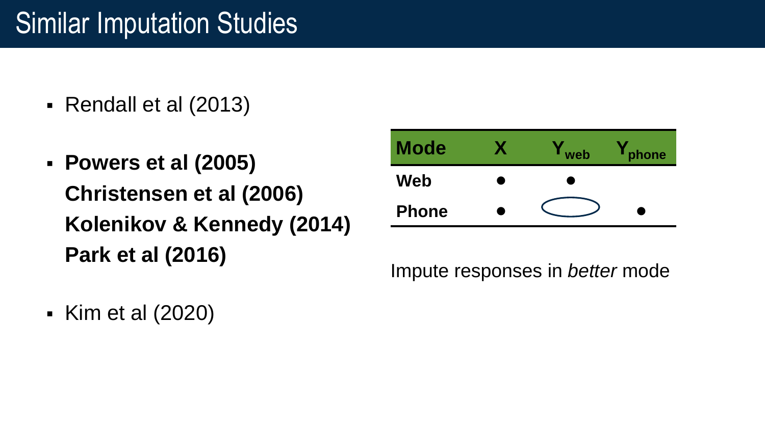# Similar Imputation Studies

- Rendall et al (2013)
- **Powers et al (2005)**
  **Christensen et al (2006)**
  **Kolenikov & Kennedy (2014)**
  **Park et al (2016)**
- Kim et al (2020)

| Mode | X | $Y_{web}$ | $Y_{phone}$ |
|---|---|---|---|
| Web | ● | ● | |
| Phone | ● | ◯ | ● |

Impute responses in *better* mode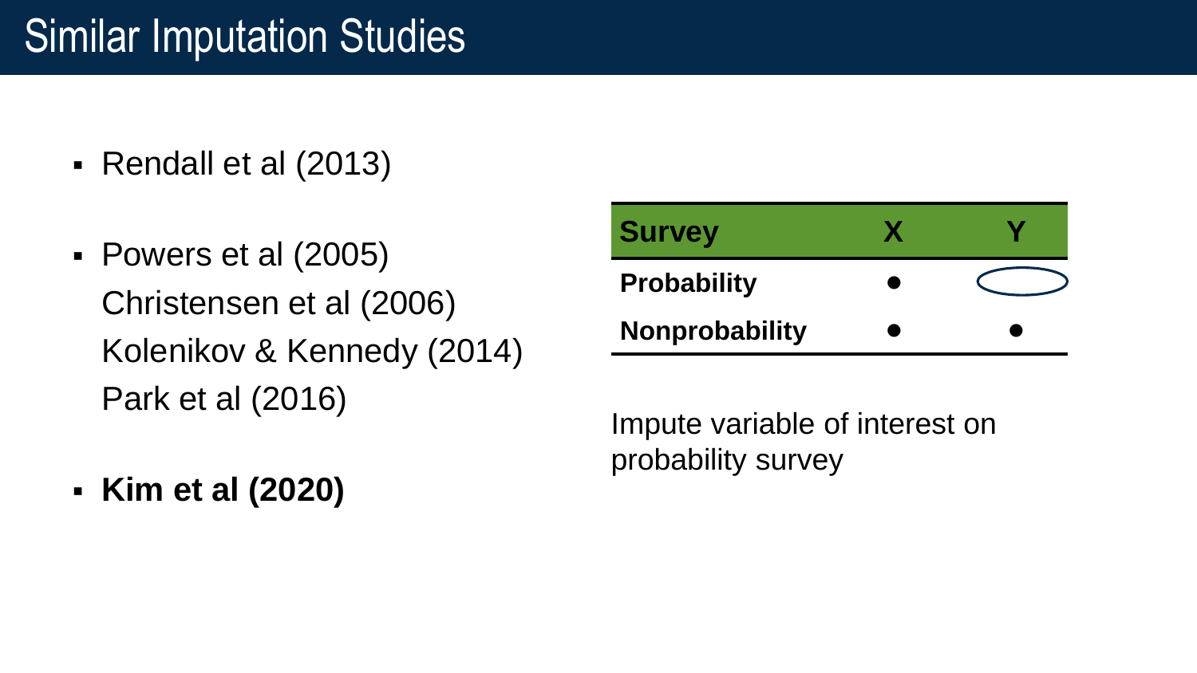# Similar Imputation Studies

- Rendall et al (2013)
- Powers et al (2005)
  Christensen et al (2006)
  Kolenikov & Kennedy (2014)
  Park et al (2016)
- **Kim et al (2020)**

| Survey | X | Y |
|---|---|---|
| **Probability** | ● | ◯ |
| **Nonprobability** | ● | ● |

Impute variable of interest on probability survey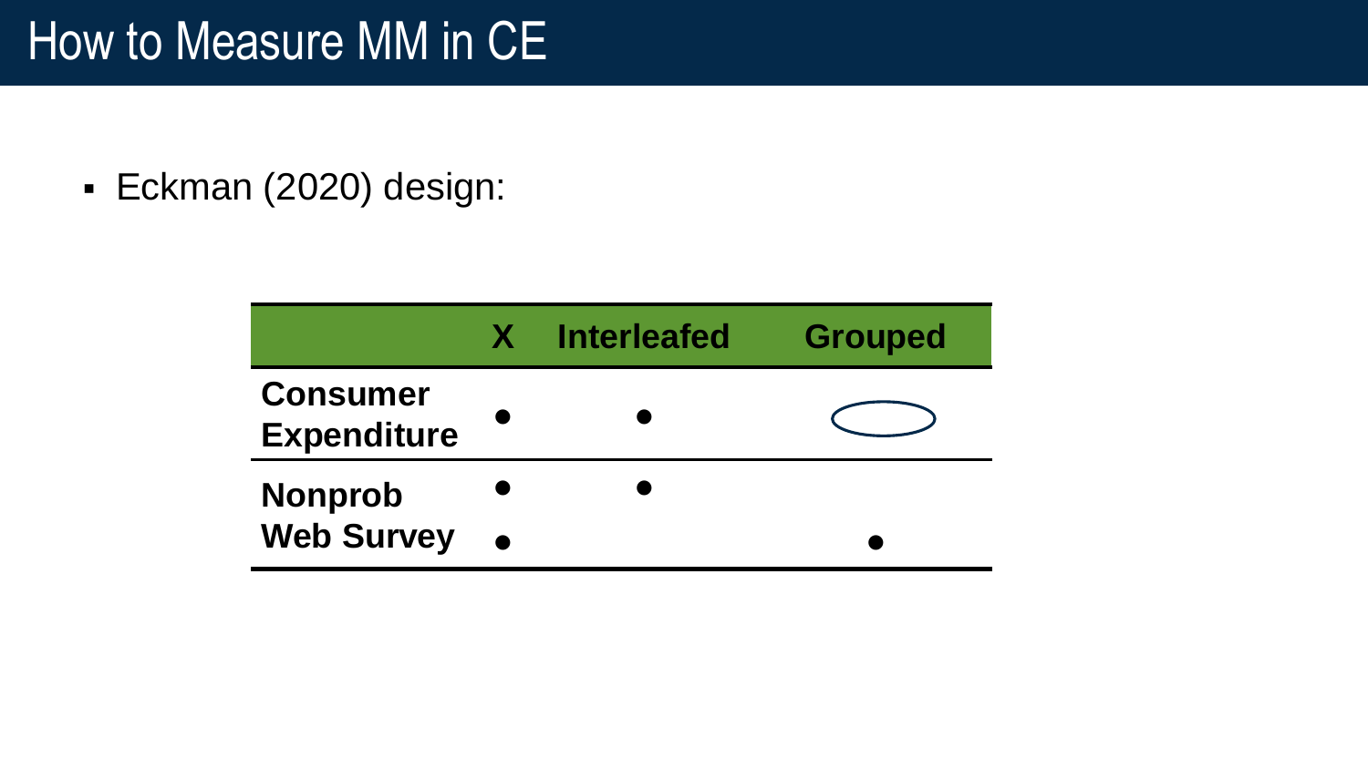# How to Measure MM in CE

- Eckman (2020) design:

| | X | Interleafed | Grouped |
|---|---|---|---|
| **Consumer Expenditure** | ● | ● | ⬭ |
| **Nonprob Web Survey** | ● | ● | |
| | ● | | ● |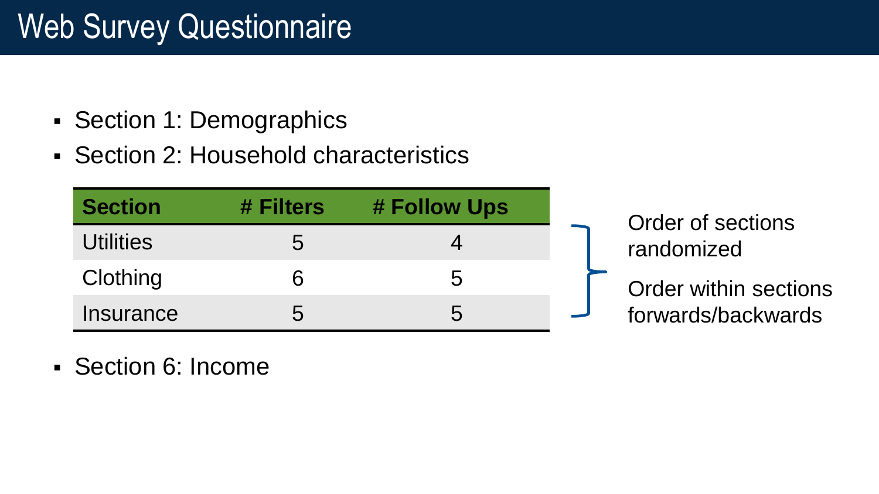# Web Survey Questionnaire

- Section 1: Demographics
- Section 2: Household characteristics

| Section | # Filters | # Follow Ups |
|---|---|---|
| Utilities | 5 | 4 |
| Clothing | 6 | 5 |
| Insurance | 5 | 5 |

Order of sections randomized

Order within sections forwards/backwards

- Section 6: Income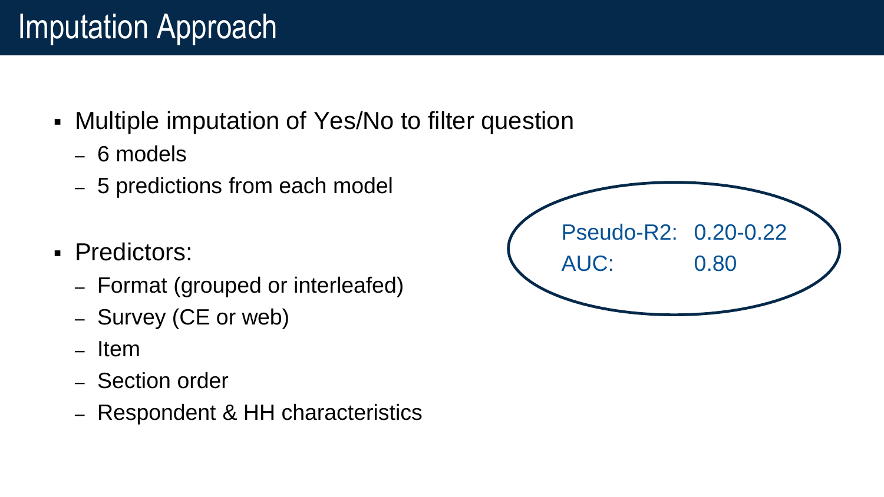# Imputation Approach

- Multiple imputation of Yes/No to filter question
  - 6 models
  - 5 predictions from each model
- Predictors:
  - Format (grouped or interleafed)
  - Survey (CE or web)
  - Item
  - Section order
  - Respondent & HH characteristics

Pseudo-R2: 0.20-0.22

AUC: 0.80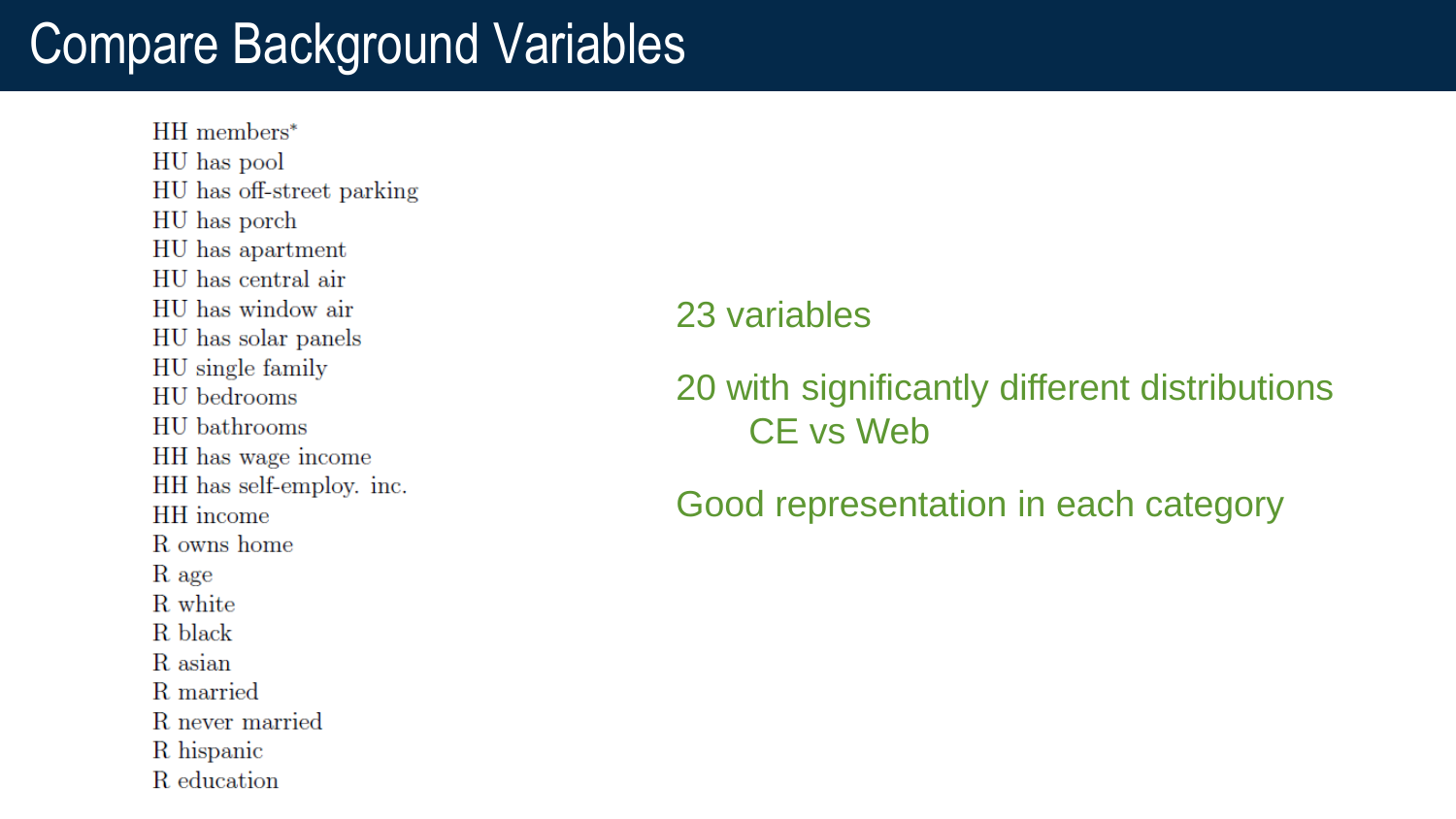# Compare Background Variables

- HH members*
- HU has pool
- HU has off-street parking
- HU has porch
- HU has apartment
- HU has central air
- HU has window air
- HU has solar panels
- HU single family
- HU bedrooms
- HU bathrooms
- HH has wage income
- HH has self-employ. inc.
- HH income
- R owns home
- R age
- R white
- R black
- R asian
- R married
- R never married
- R hispanic
- R education

23 variables

20 with significantly different distributions
CE vs Web

Good representation in each category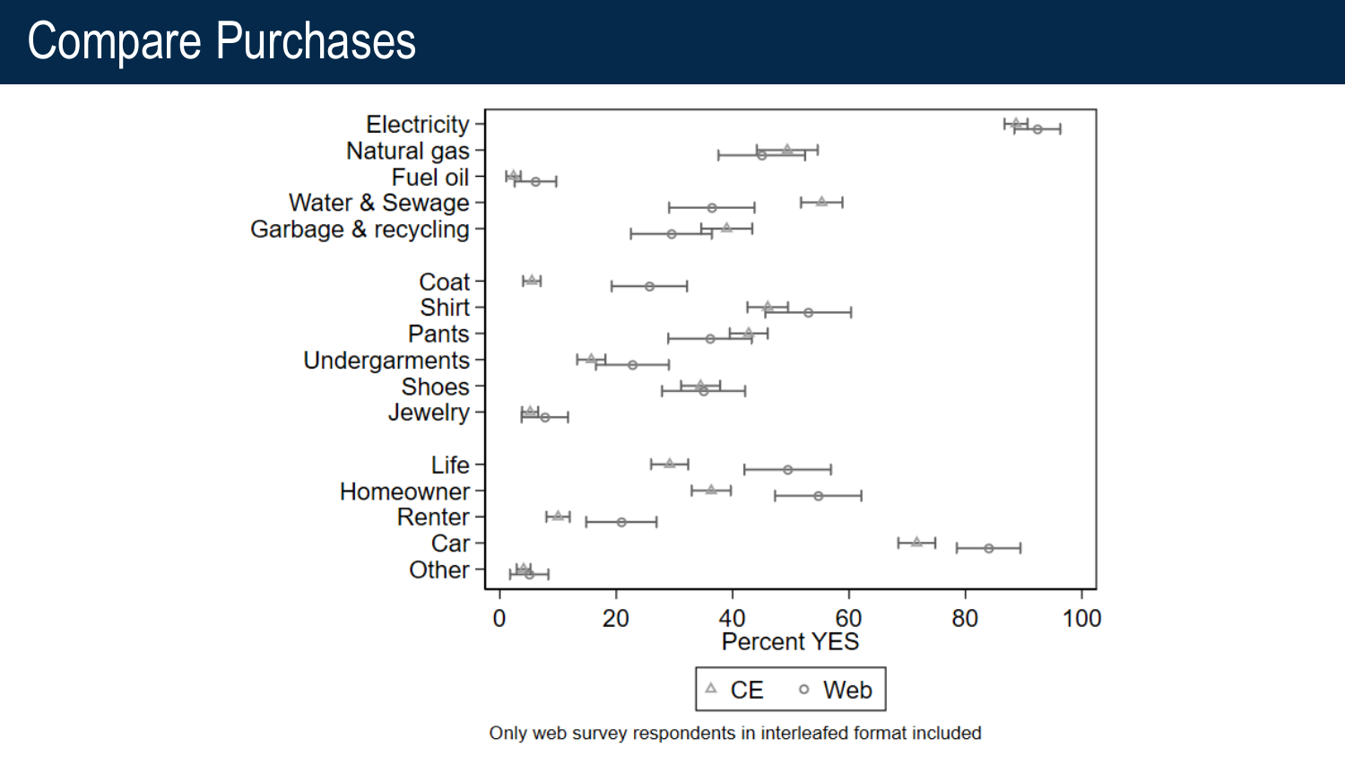# Compare Purchases

Electricity
Natural gas
Fuel oil
Water & Sewage
Garbage & recycling

Coat
Shirt
Pants
Undergarments
Shoes
Jewelry

Life
Homeowner
Renter
Car
Other

0 20 40 60 80 100

Percent YES

CE Web

Only web survey respondents in interleafed format included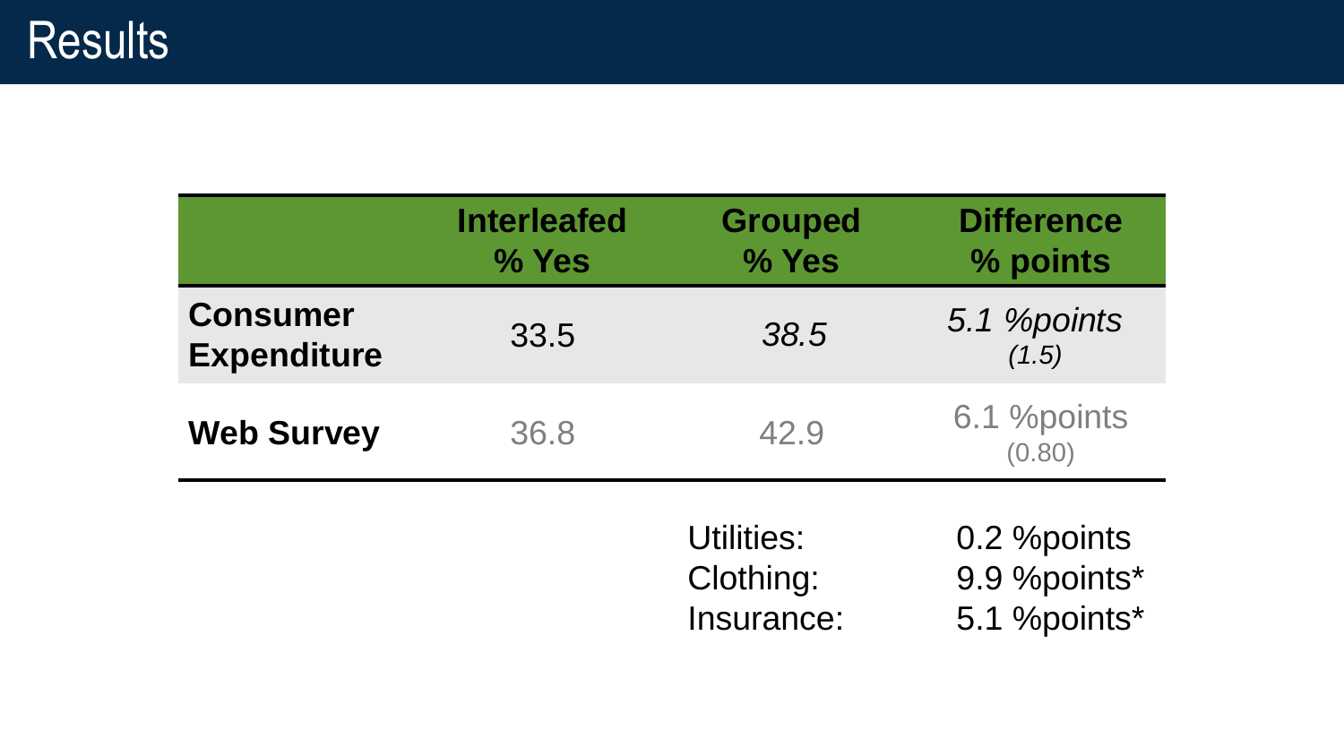# Results

| | Interleafed % Yes | Grouped % Yes | Difference % points |
|---|---|---|---|
| **Consumer Expenditure** | 33.5 | *38.5* | *5.1 %points (1.5)* |
| **Web Survey** | 36.8 | 42.9 | 6.1 %points (0.80) |

| | |
|---|---|
| Utilities: | 0.2 %points |
| Clothing: | 9.9 %points* |
| Insurance: | 5.1 %points* |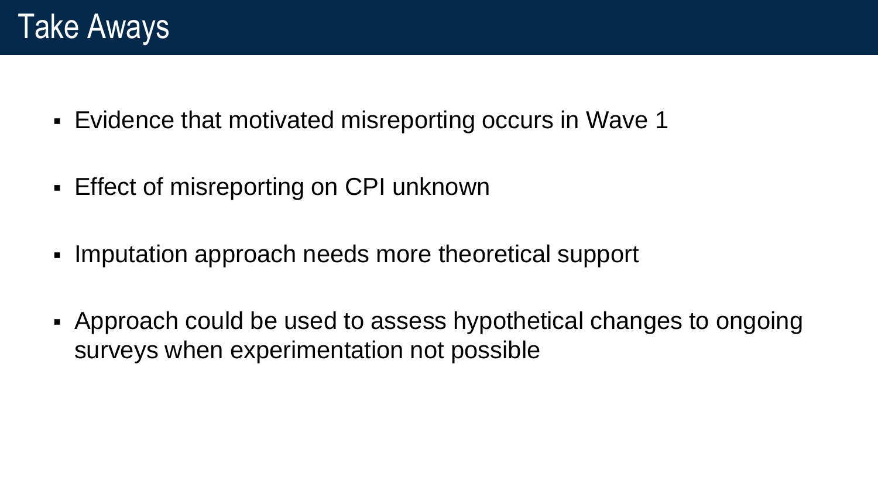# Take Aways

- Evidence that motivated misreporting occurs in Wave 1
- Effect of misreporting on CPI unknown
- Imputation approach needs more theoretical support
- Approach could be used to assess hypothetical changes to ongoing surveys when experimentation not possible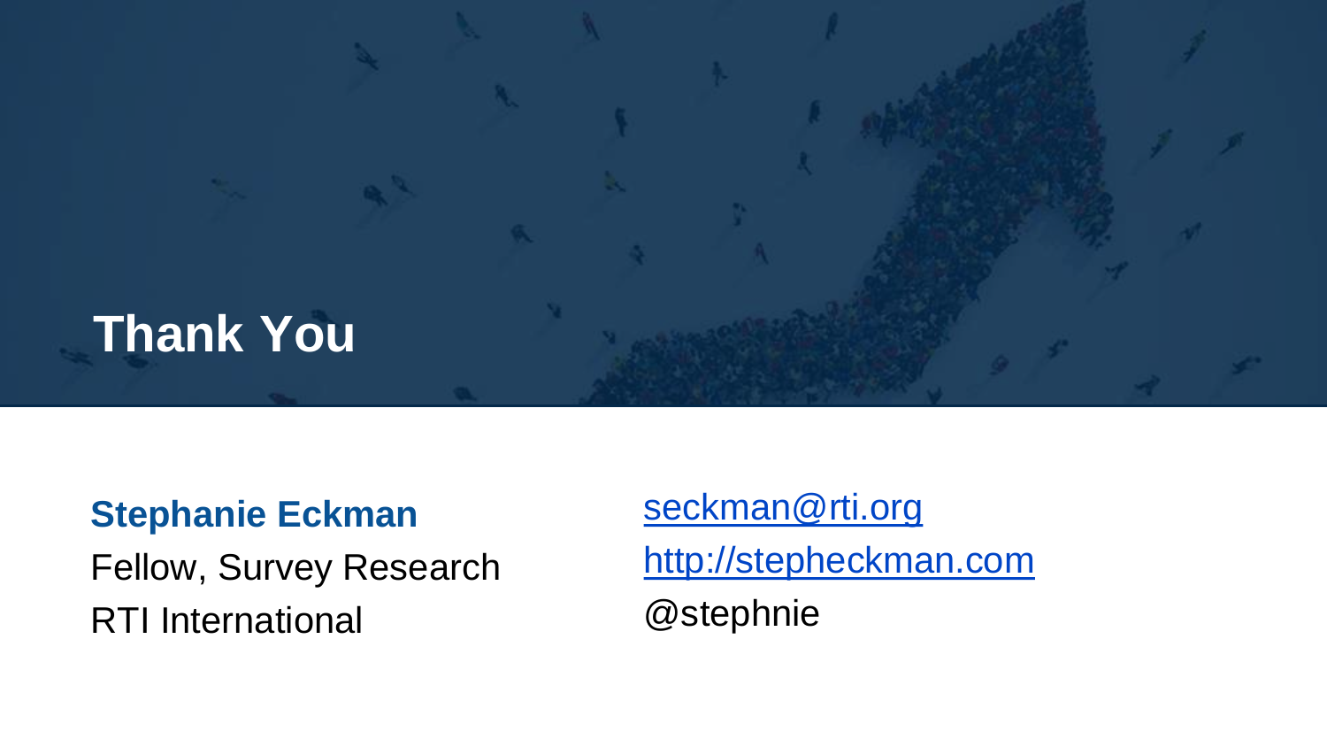# Thank You

**Stephanie Eckman**
Fellow, Survey Research
RTI International

[seckman@rti.org](mailto:seckman@rti.org)
[http://stepheckman.com](http://stepheckman.com)
@stephnie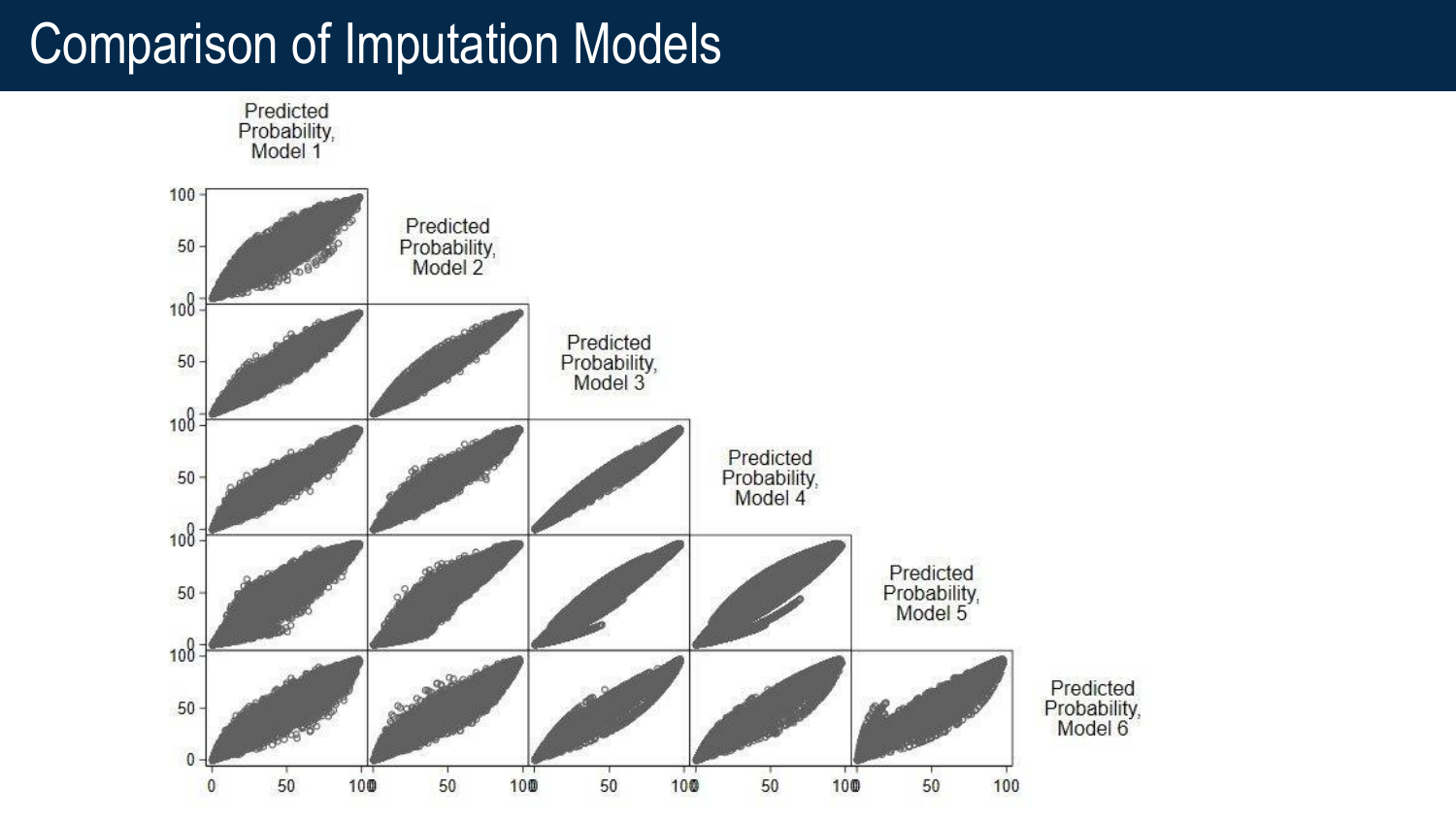# Comparison of Imputation Models

Predicted Probability, Model 1

Predicted Probability, Model 2

Predicted Probability, Model 3

Predicted Probability, Model 4

Predicted Probability, Model 5

Predicted Probability, Model 6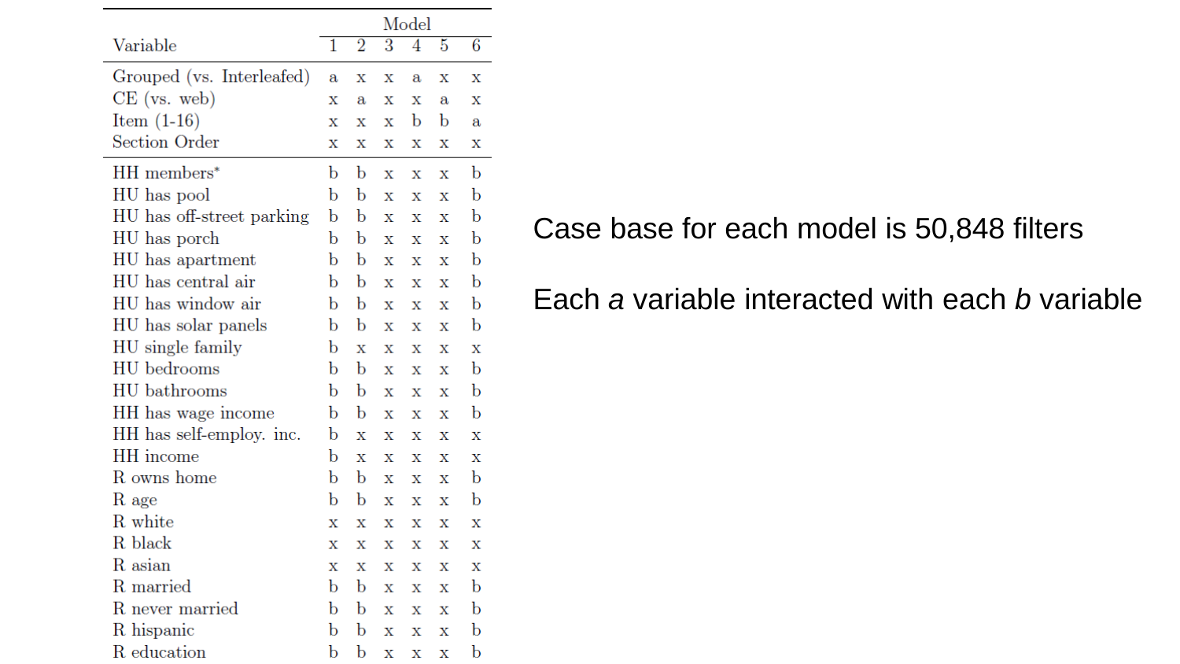| Variable | Model 1 | 2 | 3 | 4 | 5 | 6 |
|---|---|---|---|---|---|---|
| Grouped (vs. Interleafed) | a | x | x | a | x | x |
| CE (vs. web) | x | a | x | x | a | x |
| Item (1-16) | x | x | x | b | b | a |
| Section Order | x | x | x | x | x | x |
| HH members* | b | b | x | x | x | b |
| HU has pool | b | b | x | x | x | b |
| HU has off-street parking | b | b | x | x | x | b |
| HU has porch | b | b | x | x | x | b |
| HU has apartment | b | b | x | x | x | b |
| HU has central air | b | b | x | x | x | b |
| HU has window air | b | b | x | x | x | b |
| HU has solar panels | b | b | x | x | x | b |
| HU single family | b | x | x | x | x | x |
| HU bedrooms | b | b | x | x | x | b |
| HU bathrooms | b | b | x | x | x | b |
| HH has wage income | b | b | x | x | x | b |
| HH has self-employ. inc. | b | x | x | x | x | x |
| HH income | b | x | x | x | x | x |
| R owns home | b | b | x | x | x | b |
| R age | b | b | x | x | x | b |
| R white | x | x | x | x | x | x |
| R black | x | x | x | x | x | x |
| R asian | x | x | x | x | x | x |
| R married | b | b | x | x | x | b |
| R never married | b | b | x | x | x | b |
| R hispanic | b | b | x | x | x | b |
| R education | b | b | x | x | x | b |

Case base for each model is 50,848 filters

Each *a* variable interacted with each *b* variable